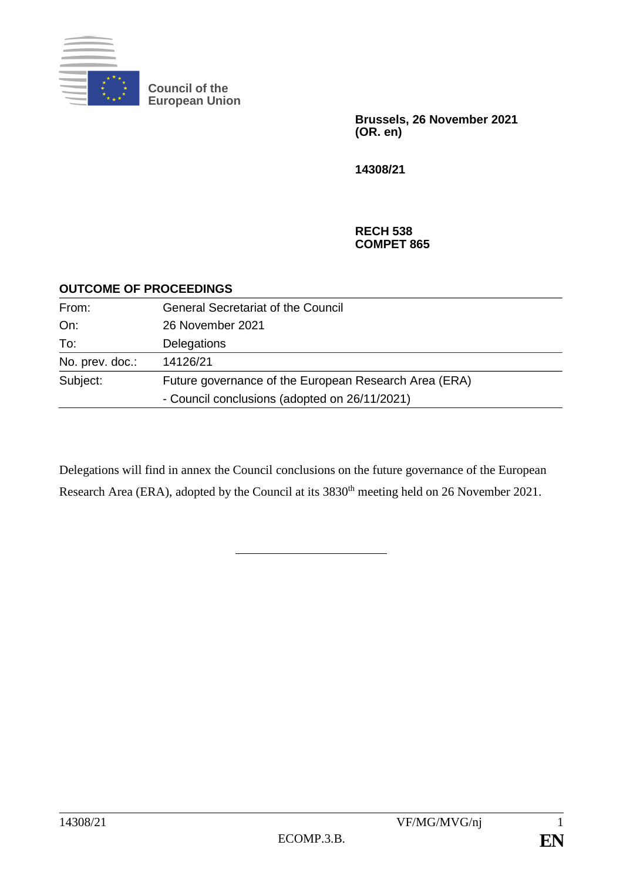Council of the
European Union

**Brussels, 26 November 2021**
**(OR. en)**

**14308/21**

**RECH 538**
**COMPET 865**

**OUTCOME OF PROCEEDINGS**

| | |
|---|---|
| From: | General Secretariat of the Council |
| On: | 26 November 2021 |
| To: | Delegations |
| No. prev. doc.: | 14126/21 |
| Subject: | Future governance of the European Research Area (ERA)<br>- Council conclusions (adopted on 26/11/2021) |

Delegations will find in annex the Council conclusions on the future governance of the European Research Area (ERA), adopted by the Council at its 3830th meeting held on 26 November 2021.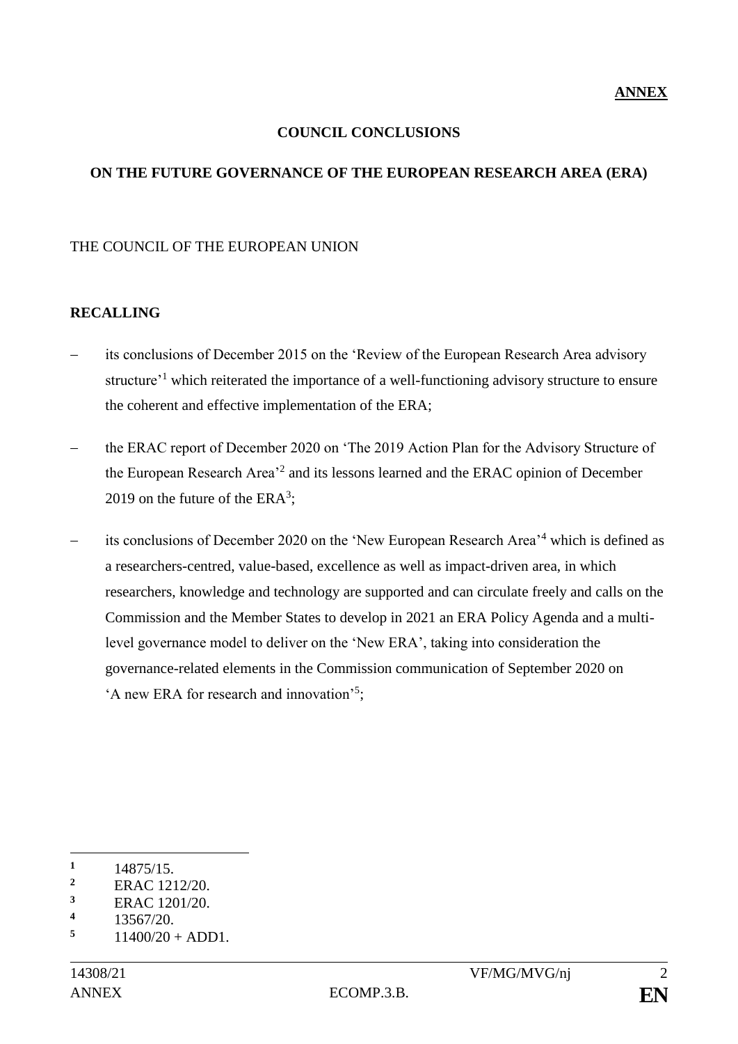**ANNEX**

# COUNCIL CONCLUSIONS

## ON THE FUTURE GOVERNANCE OF THE EUROPEAN RESEARCH AREA (ERA)

THE COUNCIL OF THE EUROPEAN UNION

**RECALLING**

- its conclusions of December 2015 on the 'Review of the European Research Area advisory structure'[1] which reiterated the importance of a well-functioning advisory structure to ensure the coherent and effective implementation of the ERA;
- the ERAC report of December 2020 on 'The 2019 Action Plan for the Advisory Structure of the European Research Area'[2] and its lessons learned and the ERAC opinion of December 2019 on the future of the ERA[3];
- its conclusions of December 2020 on the 'New European Research Area'[4] which is defined as a researchers-centred, value-based, excellence as well as impact-driven area, in which researchers, knowledge and technology are supported and can circulate freely and calls on the Commission and the Member States to develop in 2021 an ERA Policy Agenda and a multi-level governance model to deliver on the 'New ERA', taking into consideration the governance-related elements in the Commission communication of September 2020 on 'A new ERA for research and innovation'[5];

---

[1] 14875/15.
[2] ERAC 1212/20.
[3] ERAC 1201/20.
[4] 13567/20.
[5] 11400/20 + ADD1.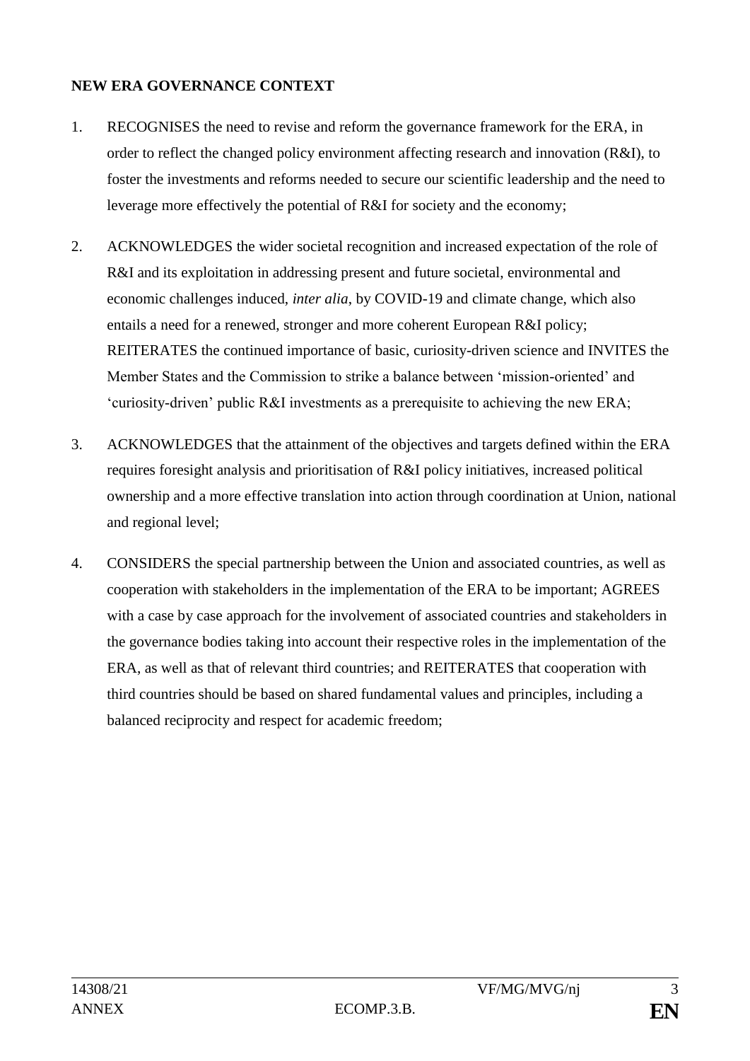**NEW ERA GOVERNANCE CONTEXT**

1. RECOGNISES the need to revise and reform the governance framework for the ERA, in order to reflect the changed policy environment affecting research and innovation (R&I), to foster the investments and reforms needed to secure our scientific leadership and the need to leverage more effectively the potential of R&I for society and the economy;

2. ACKNOWLEDGES the wider societal recognition and increased expectation of the role of R&I and its exploitation in addressing present and future societal, environmental and economic challenges induced, *inter alia*, by COVID-19 and climate change, which also entails a need for a renewed, stronger and more coherent European R&I policy; REITERATES the continued importance of basic, curiosity-driven science and INVITES the Member States and the Commission to strike a balance between 'mission-oriented' and 'curiosity-driven' public R&I investments as a prerequisite to achieving the new ERA;

3. ACKNOWLEDGES that the attainment of the objectives and targets defined within the ERA requires foresight analysis and prioritisation of R&I policy initiatives, increased political ownership and a more effective translation into action through coordination at Union, national and regional level;

4. CONSIDERS the special partnership between the Union and associated countries, as well as cooperation with stakeholders in the implementation of the ERA to be important; AGREES with a case by case approach for the involvement of associated countries and stakeholders in the governance bodies taking into account their respective roles in the implementation of the ERA, as well as that of relevant third countries; and REITERATES that cooperation with third countries should be based on shared fundamental values and principles, including a balanced reciprocity and respect for academic freedom;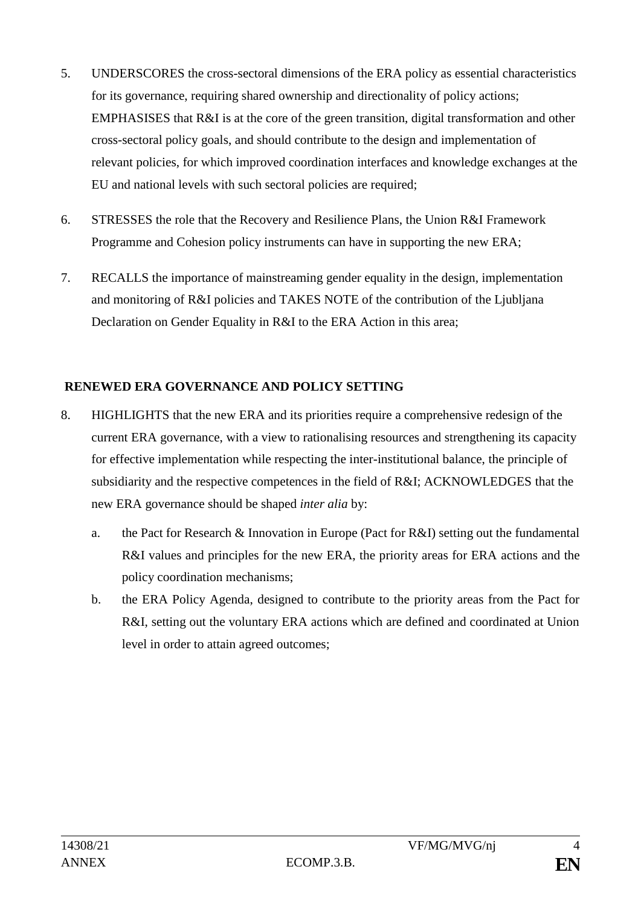5. UNDERSCORES the cross-sectoral dimensions of the ERA policy as essential characteristics for its governance, requiring shared ownership and directionality of policy actions; EMPHASISES that R&I is at the core of the green transition, digital transformation and other cross-sectoral policy goals, and should contribute to the design and implementation of relevant policies, for which improved coordination interfaces and knowledge exchanges at the EU and national levels with such sectoral policies are required;

6. STRESSES the role that the Recovery and Resilience Plans, the Union R&I Framework Programme and Cohesion policy instruments can have in supporting the new ERA;

7. RECALLS the importance of mainstreaming gender equality in the design, implementation and monitoring of R&I policies and TAKES NOTE of the contribution of the Ljubljana Declaration on Gender Equality in R&I to the ERA Action in this area;

**RENEWED ERA GOVERNANCE AND POLICY SETTING**

8. HIGHLIGHTS that the new ERA and its priorities require a comprehensive redesign of the current ERA governance, with a view to rationalising resources and strengthening its capacity for effective implementation while respecting the inter-institutional balance, the principle of subsidiarity and the respective competences in the field of R&I; ACKNOWLEDGES that the new ERA governance should be shaped *inter alia* by:

   a. the Pact for Research & Innovation in Europe (Pact for R&I) setting out the fundamental R&I values and principles for the new ERA, the priority areas for ERA actions and the policy coordination mechanisms;

   b. the ERA Policy Agenda, designed to contribute to the priority areas from the Pact for R&I, setting out the voluntary ERA actions which are defined and coordinated at Union level in order to attain agreed outcomes;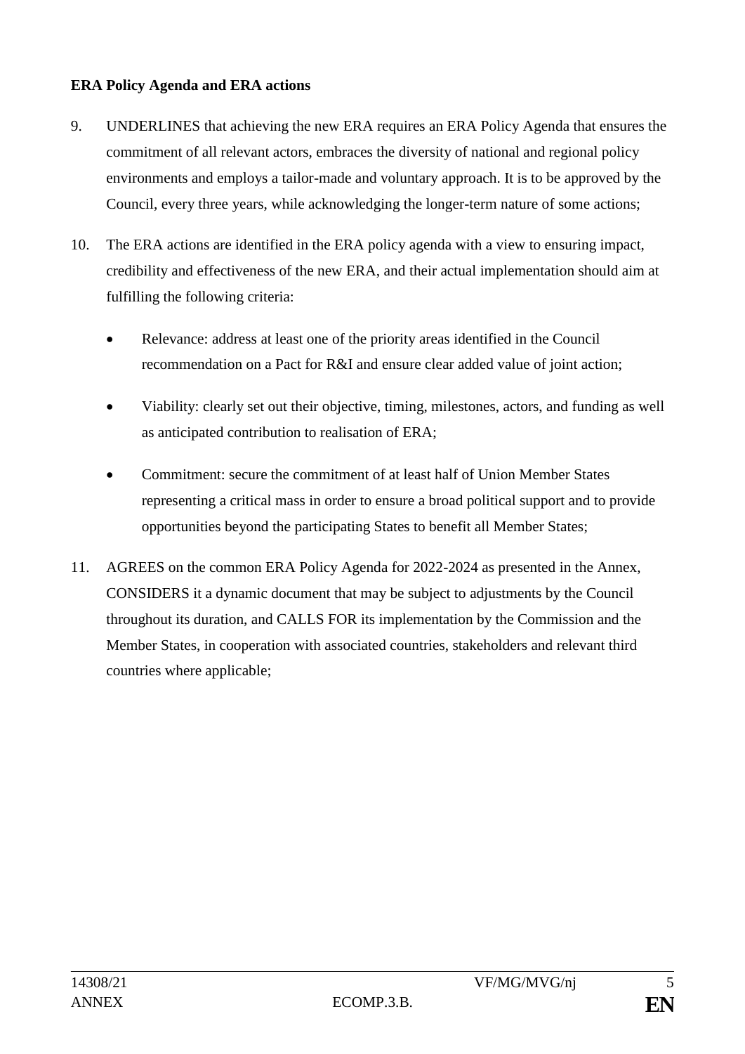**ERA Policy Agenda and ERA actions**

9. UNDERLINES that achieving the new ERA requires an ERA Policy Agenda that ensures the commitment of all relevant actors, embraces the diversity of national and regional policy environments and employs a tailor-made and voluntary approach. It is to be approved by the Council, every three years, while acknowledging the longer-term nature of some actions;

10. The ERA actions are identified in the ERA policy agenda with a view to ensuring impact, credibility and effectiveness of the new ERA, and their actual implementation should aim at fulfilling the following criteria:

    - Relevance: address at least one of the priority areas identified in the Council recommendation on a Pact for R&I and ensure clear added value of joint action;

    - Viability: clearly set out their objective, timing, milestones, actors, and funding as well as anticipated contribution to realisation of ERA;

    - Commitment: secure the commitment of at least half of Union Member States representing a critical mass in order to ensure a broad political support and to provide opportunities beyond the participating States to benefit all Member States;

11. AGREES on the common ERA Policy Agenda for 2022-2024 as presented in the Annex, CONSIDERS it a dynamic document that may be subject to adjustments by the Council throughout its duration, and CALLS FOR its implementation by the Commission and the Member States, in cooperation with associated countries, stakeholders and relevant third countries where applicable;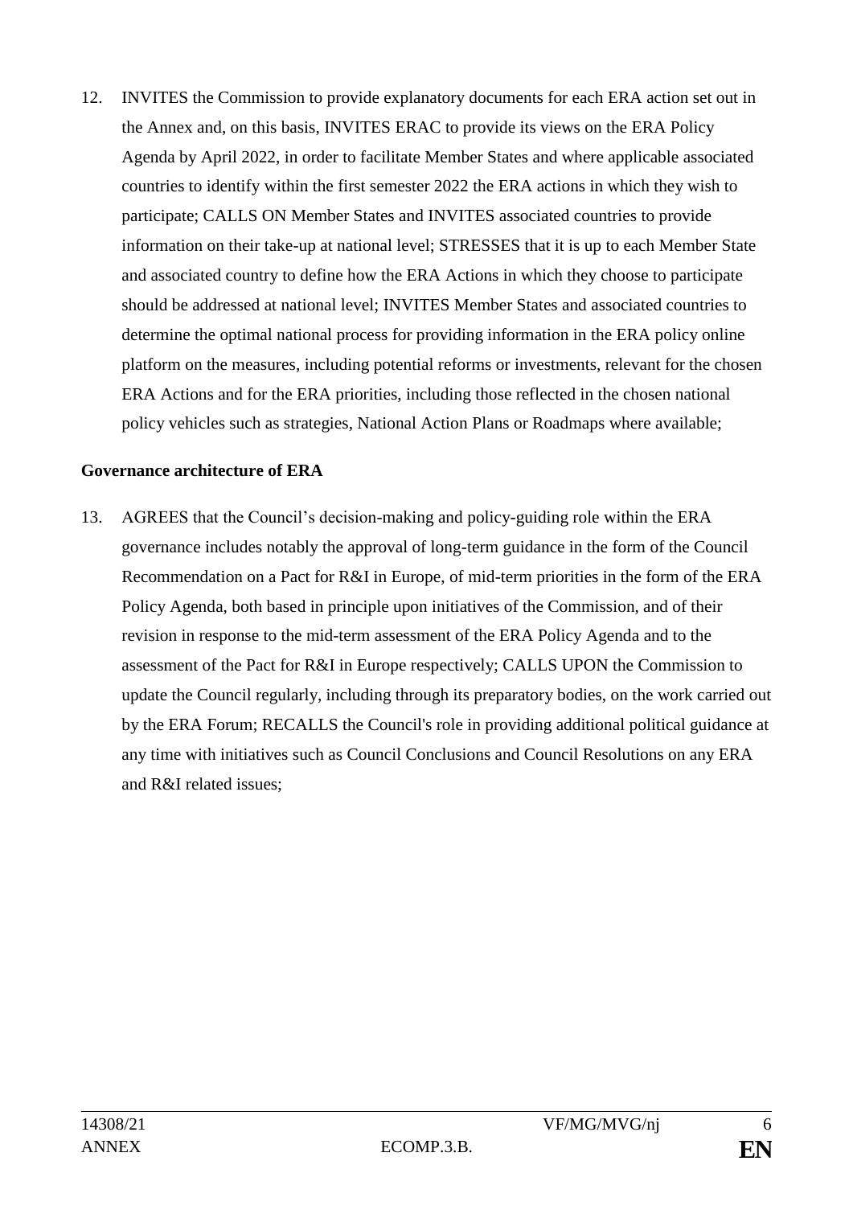12. INVITES the Commission to provide explanatory documents for each ERA action set out in the Annex and, on this basis, INVITES ERAC to provide its views on the ERA Policy Agenda by April 2022, in order to facilitate Member States and where applicable associated countries to identify within the first semester 2022 the ERA actions in which they wish to participate; CALLS ON Member States and INVITES associated countries to provide information on their take-up at national level; STRESSES that it is up to each Member State and associated country to define how the ERA Actions in which they choose to participate should be addressed at national level; INVITES Member States and associated countries to determine the optimal national process for providing information in the ERA policy online platform on the measures, including potential reforms or investments, relevant for the chosen ERA Actions and for the ERA priorities, including those reflected in the chosen national policy vehicles such as strategies, National Action Plans or Roadmaps where available;

**Governance architecture of ERA**

13. AGREES that the Council's decision-making and policy-guiding role within the ERA governance includes notably the approval of long-term guidance in the form of the Council Recommendation on a Pact for R&I in Europe, of mid-term priorities in the form of the ERA Policy Agenda, both based in principle upon initiatives of the Commission, and of their revision in response to the mid-term assessment of the ERA Policy Agenda and to the assessment of the Pact for R&I in Europe respectively; CALLS UPON the Commission to update the Council regularly, including through its preparatory bodies, on the work carried out by the ERA Forum; RECALLS the Council's role in providing additional political guidance at any time with initiatives such as Council Conclusions and Council Resolutions on any ERA and R&I related issues;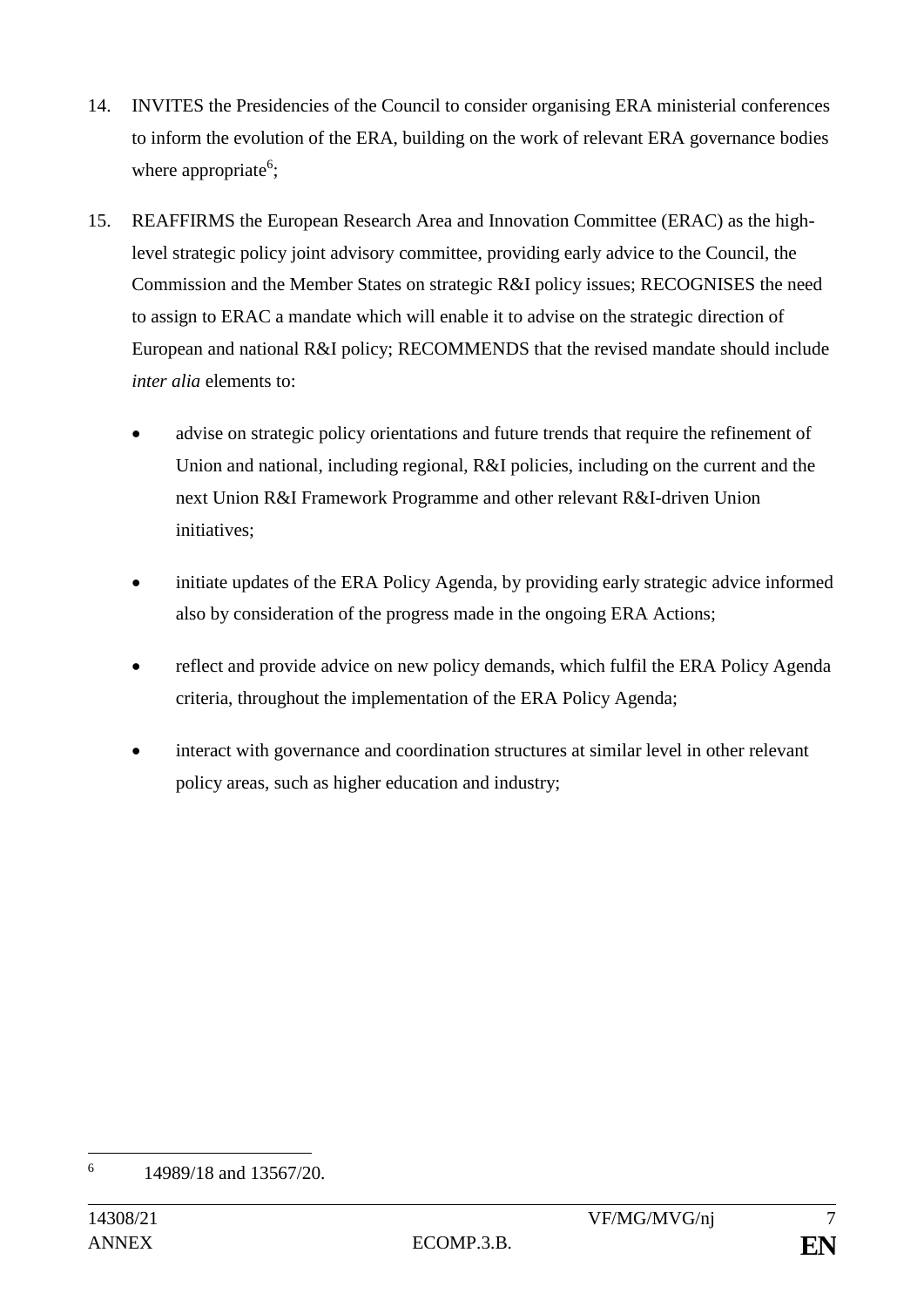14. INVITES the Presidencies of the Council to consider organising ERA ministerial conferences to inform the evolution of the ERA, building on the work of relevant ERA governance bodies where appropriate[6];

15. REAFFIRMS the European Research Area and Innovation Committee (ERAC) as the high-level strategic policy joint advisory committee, providing early advice to the Council, the Commission and the Member States on strategic R&I policy issues; RECOGNISES the need to assign to ERAC a mandate which will enable it to advise on the strategic direction of European and national R&I policy; RECOMMENDS that the revised mandate should include *inter alia* elements to:

    - advise on strategic policy orientations and future trends that require the refinement of Union and national, including regional, R&I policies, including on the current and the next Union R&I Framework Programme and other relevant R&I-driven Union initiatives;

    - initiate updates of the ERA Policy Agenda, by providing early strategic advice informed also by consideration of the progress made in the ongoing ERA Actions;

    - reflect and provide advice on new policy demands, which fulfil the ERA Policy Agenda criteria, throughout the implementation of the ERA Policy Agenda;

    - interact with governance and coordination structures at similar level in other relevant policy areas, such as higher education and industry;

---

[6] 14989/18 and 13567/20.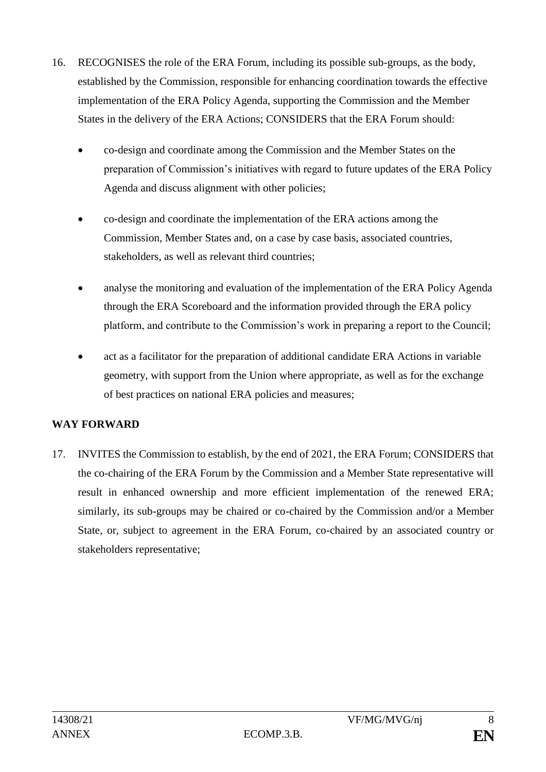16. RECOGNISES the role of the ERA Forum, including its possible sub-groups, as the body, established by the Commission, responsible for enhancing coordination towards the effective implementation of the ERA Policy Agenda, supporting the Commission and the Member States in the delivery of the ERA Actions; CONSIDERS that the ERA Forum should:

    - co-design and coordinate among the Commission and the Member States on the preparation of Commission's initiatives with regard to future updates of the ERA Policy Agenda and discuss alignment with other policies;
    - co-design and coordinate the implementation of the ERA actions among the Commission, Member States and, on a case by case basis, associated countries, stakeholders, as well as relevant third countries;
    - analyse the monitoring and evaluation of the implementation of the ERA Policy Agenda through the ERA Scoreboard and the information provided through the ERA policy platform, and contribute to the Commission's work in preparing a report to the Council;
    - act as a facilitator for the preparation of additional candidate ERA Actions in variable geometry, with support from the Union where appropriate, as well as for the exchange of best practices on national ERA policies and measures;

**WAY FORWARD**

17. INVITES the Commission to establish, by the end of 2021, the ERA Forum; CONSIDERS that the co-chairing of the ERA Forum by the Commission and a Member State representative will result in enhanced ownership and more efficient implementation of the renewed ERA; similarly, its sub-groups may be chaired or co-chaired by the Commission and/or a Member State, or, subject to agreement in the ERA Forum, co-chaired by an associated country or stakeholders representative;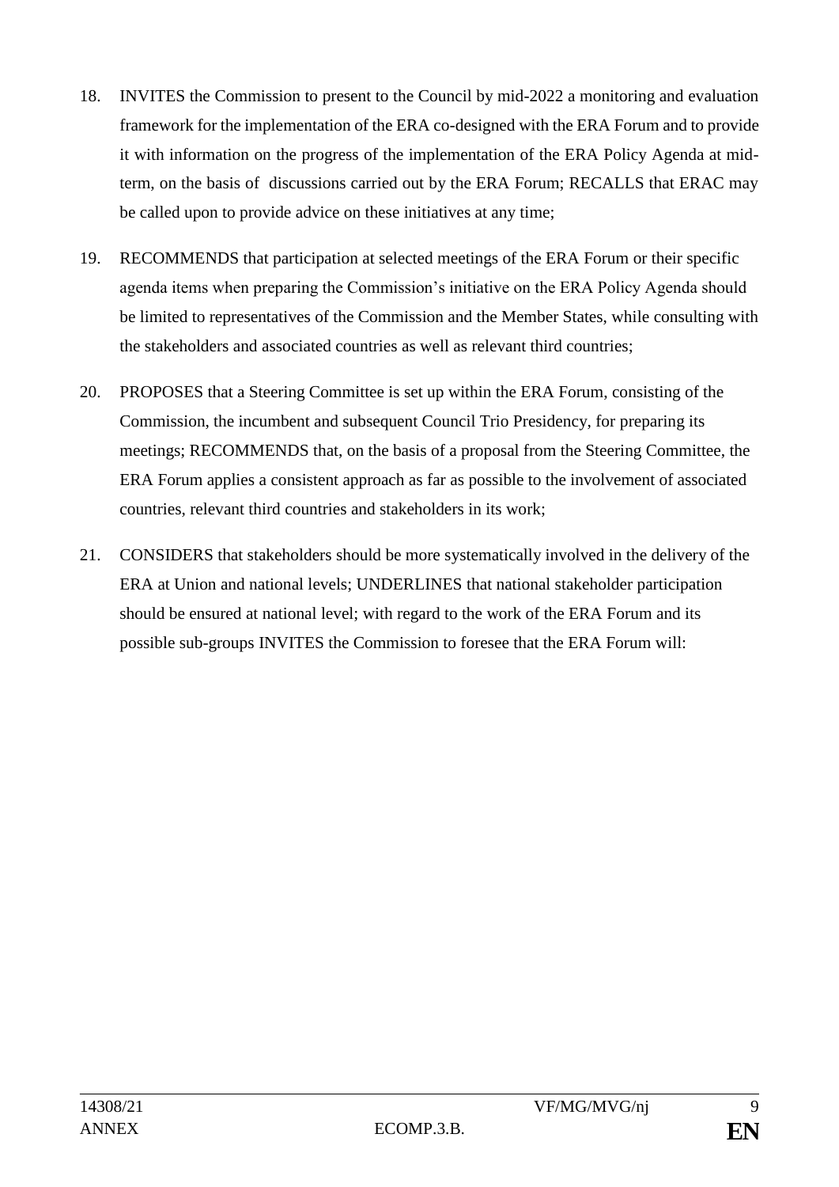18. INVITES the Commission to present to the Council by mid-2022 a monitoring and evaluation framework for the implementation of the ERA co-designed with the ERA Forum and to provide it with information on the progress of the implementation of the ERA Policy Agenda at mid-term, on the basis of discussions carried out by the ERA Forum; RECALLS that ERAC may be called upon to provide advice on these initiatives at any time;

19. RECOMMENDS that participation at selected meetings of the ERA Forum or their specific agenda items when preparing the Commission's initiative on the ERA Policy Agenda should be limited to representatives of the Commission and the Member States, while consulting with the stakeholders and associated countries as well as relevant third countries;

20. PROPOSES that a Steering Committee is set up within the ERA Forum, consisting of the Commission, the incumbent and subsequent Council Trio Presidency, for preparing its meetings; RECOMMENDS that, on the basis of a proposal from the Steering Committee, the ERA Forum applies a consistent approach as far as possible to the involvement of associated countries, relevant third countries and stakeholders in its work;

21. CONSIDERS that stakeholders should be more systematically involved in the delivery of the ERA at Union and national levels; UNDERLINES that national stakeholder participation should be ensured at national level; with regard to the work of the ERA Forum and its possible sub-groups INVITES the Commission to foresee that the ERA Forum will: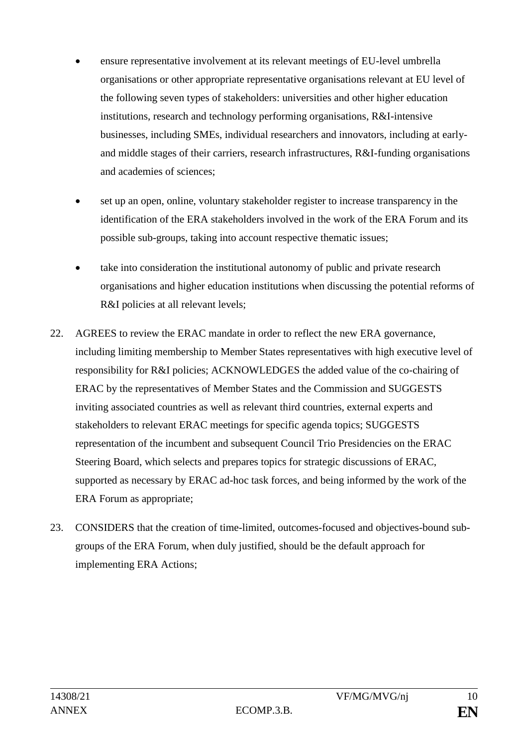- ensure representative involvement at its relevant meetings of EU-level umbrella organisations or other appropriate representative organisations relevant at EU level of the following seven types of stakeholders: universities and other higher education institutions, research and technology performing organisations, R&I-intensive businesses, including SMEs, individual researchers and innovators, including at early- and middle stages of their carriers, research infrastructures, R&I-funding organisations and academies of sciences;

- set up an open, online, voluntary stakeholder register to increase transparency in the identification of the ERA stakeholders involved in the work of the ERA Forum and its possible sub-groups, taking into account respective thematic issues;

- take into consideration the institutional autonomy of public and private research organisations and higher education institutions when discussing the potential reforms of R&I policies at all relevant levels;

22. AGREES to review the ERAC mandate in order to reflect the new ERA governance, including limiting membership to Member States representatives with high executive level of responsibility for R&I policies; ACKNOWLEDGES the added value of the co-chairing of ERAC by the representatives of Member States and the Commission and SUGGESTS inviting associated countries as well as relevant third countries, external experts and stakeholders to relevant ERAC meetings for specific agenda topics; SUGGESTS representation of the incumbent and subsequent Council Trio Presidencies on the ERAC Steering Board, which selects and prepares topics for strategic discussions of ERAC, supported as necessary by ERAC ad-hoc task forces, and being informed by the work of the ERA Forum as appropriate;

23. CONSIDERS that the creation of time-limited, outcomes-focused and objectives-bound sub-groups of the ERA Forum, when duly justified, should be the default approach for implementing ERA Actions;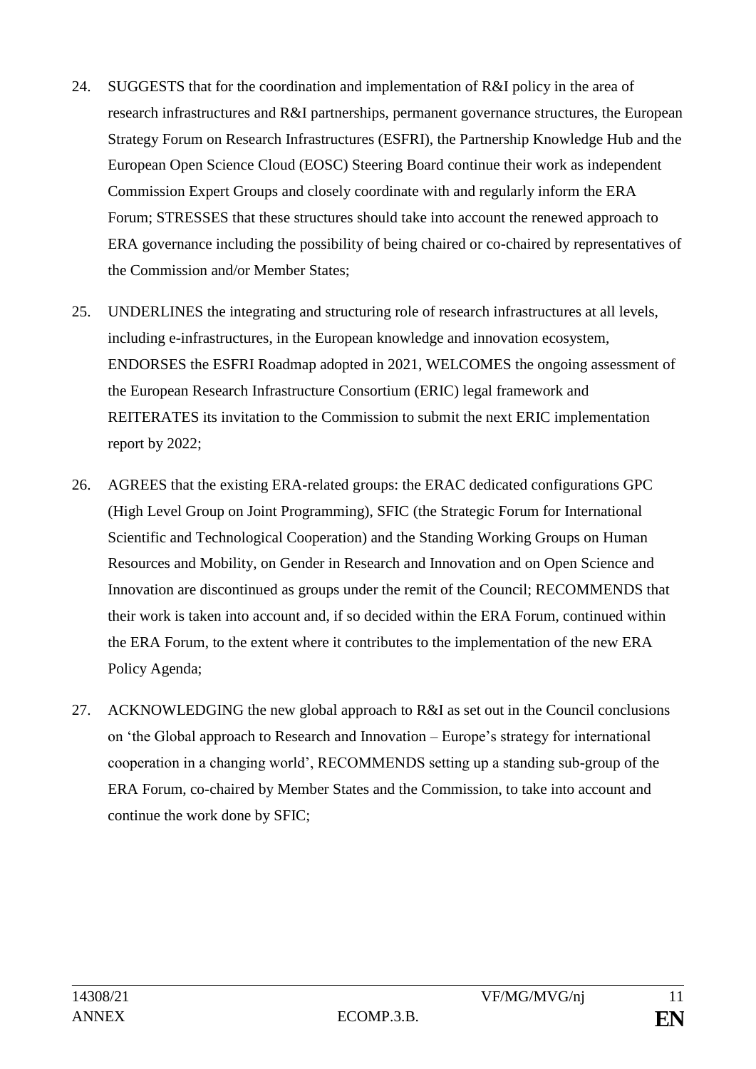24. SUGGESTS that for the coordination and implementation of R&I policy in the area of research infrastructures and R&I partnerships, permanent governance structures, the European Strategy Forum on Research Infrastructures (ESFRI), the Partnership Knowledge Hub and the European Open Science Cloud (EOSC) Steering Board continue their work as independent Commission Expert Groups and closely coordinate with and regularly inform the ERA Forum; STRESSES that these structures should take into account the renewed approach to ERA governance including the possibility of being chaired or co-chaired by representatives of the Commission and/or Member States;

25. UNDERLINES the integrating and structuring role of research infrastructures at all levels, including e-infrastructures, in the European knowledge and innovation ecosystem, ENDORSES the ESFRI Roadmap adopted in 2021, WELCOMES the ongoing assessment of the European Research Infrastructure Consortium (ERIC) legal framework and REITERATES its invitation to the Commission to submit the next ERIC implementation report by 2022;

26. AGREES that the existing ERA-related groups: the ERAC dedicated configurations GPC (High Level Group on Joint Programming), SFIC (the Strategic Forum for International Scientific and Technological Cooperation) and the Standing Working Groups on Human Resources and Mobility, on Gender in Research and Innovation and on Open Science and Innovation are discontinued as groups under the remit of the Council; RECOMMENDS that their work is taken into account and, if so decided within the ERA Forum, continued within the ERA Forum, to the extent where it contributes to the implementation of the new ERA Policy Agenda;

27. ACKNOWLEDGING the new global approach to R&I as set out in the Council conclusions on 'the Global approach to Research and Innovation – Europe's strategy for international cooperation in a changing world', RECOMMENDS setting up a standing sub-group of the ERA Forum, co-chaired by Member States and the Commission, to take into account and continue the work done by SFIC;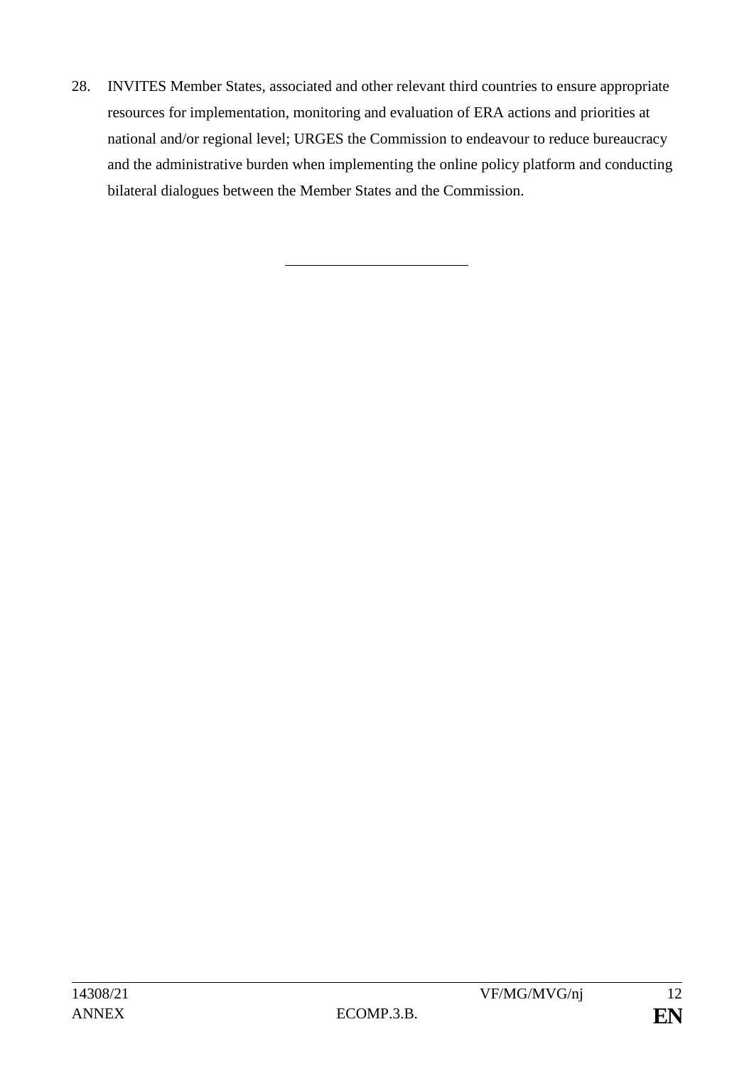28. INVITES Member States, associated and other relevant third countries to ensure appropriate resources for implementation, monitoring and evaluation of ERA actions and priorities at national and/or regional level; URGES the Commission to endeavour to reduce bureaucracy and the administrative burden when implementing the online policy platform and conducting bilateral dialogues between the Member States and the Commission.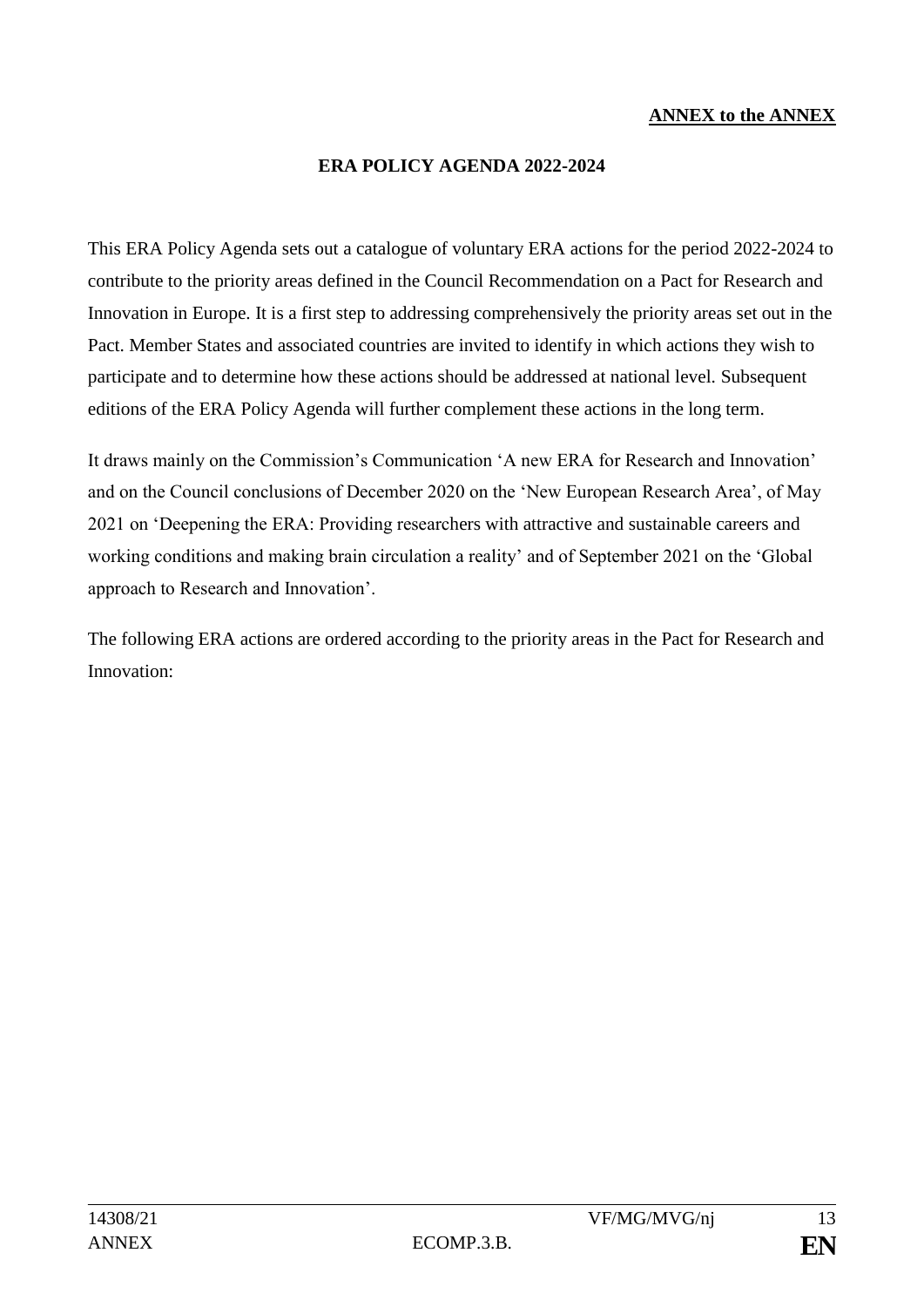**ANNEX to the ANNEX**

# ERA POLICY AGENDA 2022-2024

This ERA Policy Agenda sets out a catalogue of voluntary ERA actions for the period 2022-2024 to contribute to the priority areas defined in the Council Recommendation on a Pact for Research and Innovation in Europe. It is a first step to addressing comprehensively the priority areas set out in the Pact. Member States and associated countries are invited to identify in which actions they wish to participate and to determine how these actions should be addressed at national level. Subsequent editions of the ERA Policy Agenda will further complement these actions in the long term.

It draws mainly on the Commission's Communication 'A new ERA for Research and Innovation' and on the Council conclusions of December 2020 on the 'New European Research Area', of May 2021 on 'Deepening the ERA: Providing researchers with attractive and sustainable careers and working conditions and making brain circulation a reality' and of September 2021 on the 'Global approach to Research and Innovation'.

The following ERA actions are ordered according to the priority areas in the Pact for Research and Innovation: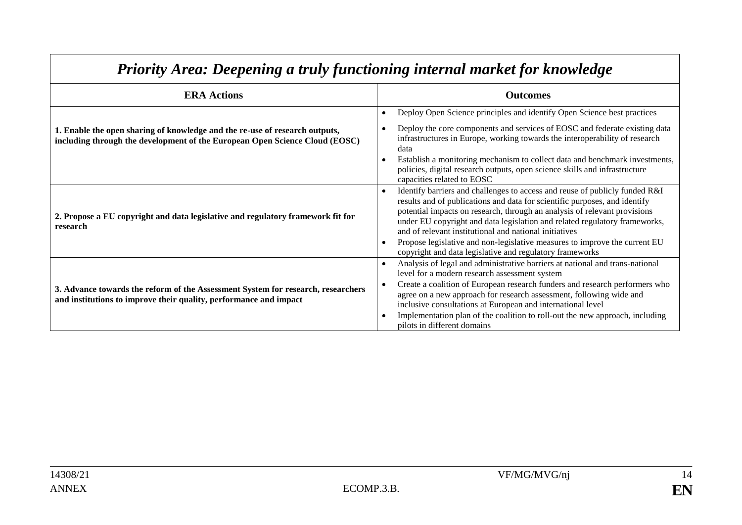## *Priority Area: Deepening a truly functioning internal market for knowledge*

| ERA Actions | Outcomes |
| --- | --- |
| **1. Enable the open sharing of knowledge and the re-use of research outputs, including through the development of the European Open Science Cloud (EOSC)** | • Deploy Open Science principles and identify Open Science best practices<br>• Deploy the core components and services of EOSC and federate existing data infrastructures in Europe, working towards the interoperability of research data<br>• Establish a monitoring mechanism to collect data and benchmark investments, policies, digital research outputs, open science skills and infrastructure capacities related to EOSC |
| **2. Propose a EU copyright and data legislative and regulatory framework fit for research** | • Identify barriers and challenges to access and reuse of publicly funded R&I results and of publications and data for scientific purposes, and identify potential impacts on research, through an analysis of relevant provisions under EU copyright and data legislation and related regulatory frameworks, and of relevant institutional and national initiatives<br>• Propose legislative and non-legislative measures to improve the current EU copyright and data legislative and regulatory frameworks |
| **3. Advance towards the reform of the Assessment System for research, researchers and institutions to improve their quality, performance and impact** | • Analysis of legal and administrative barriers at national and trans-national level for a modern research assessment system<br>• Create a coalition of European research funders and research performers who agree on a new approach for research assessment, following wide and inclusive consultations at European and international level<br>• Implementation plan of the coalition to roll-out the new approach, including pilots in different domains |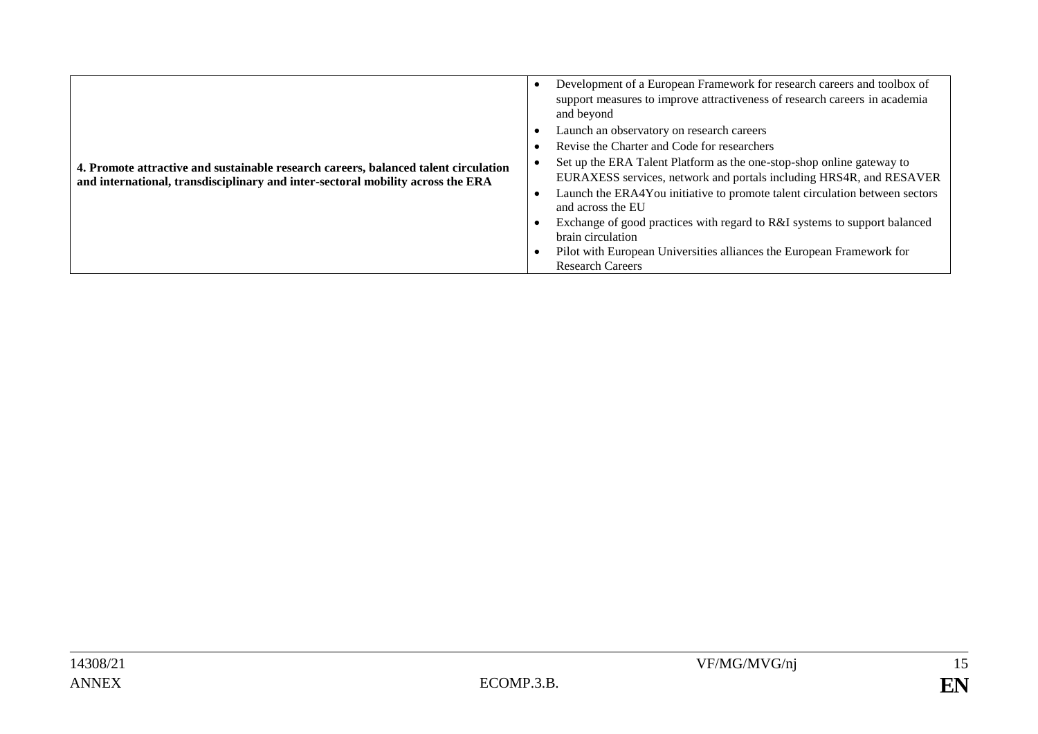| | |
|---|---|
| **4. Promote attractive and sustainable research careers, balanced talent circulation and international, transdisciplinary and inter-sectoral mobility across the ERA** | • Development of a European Framework for research careers and toolbox of support measures to improve attractiveness of research careers in academia and beyond<br>• Launch an observatory on research careers<br>• Revise the Charter and Code for researchers<br>• Set up the ERA Talent Platform as the one-stop-shop online gateway to EURAXESS services, network and portals including HRS4R, and RESAVER<br>• Launch the ERA4You initiative to promote talent circulation between sectors and across the EU<br>• Exchange of good practices with regard to R&I systems to support balanced brain circulation<br>• Pilot with European Universities alliances the European Framework for Research Careers |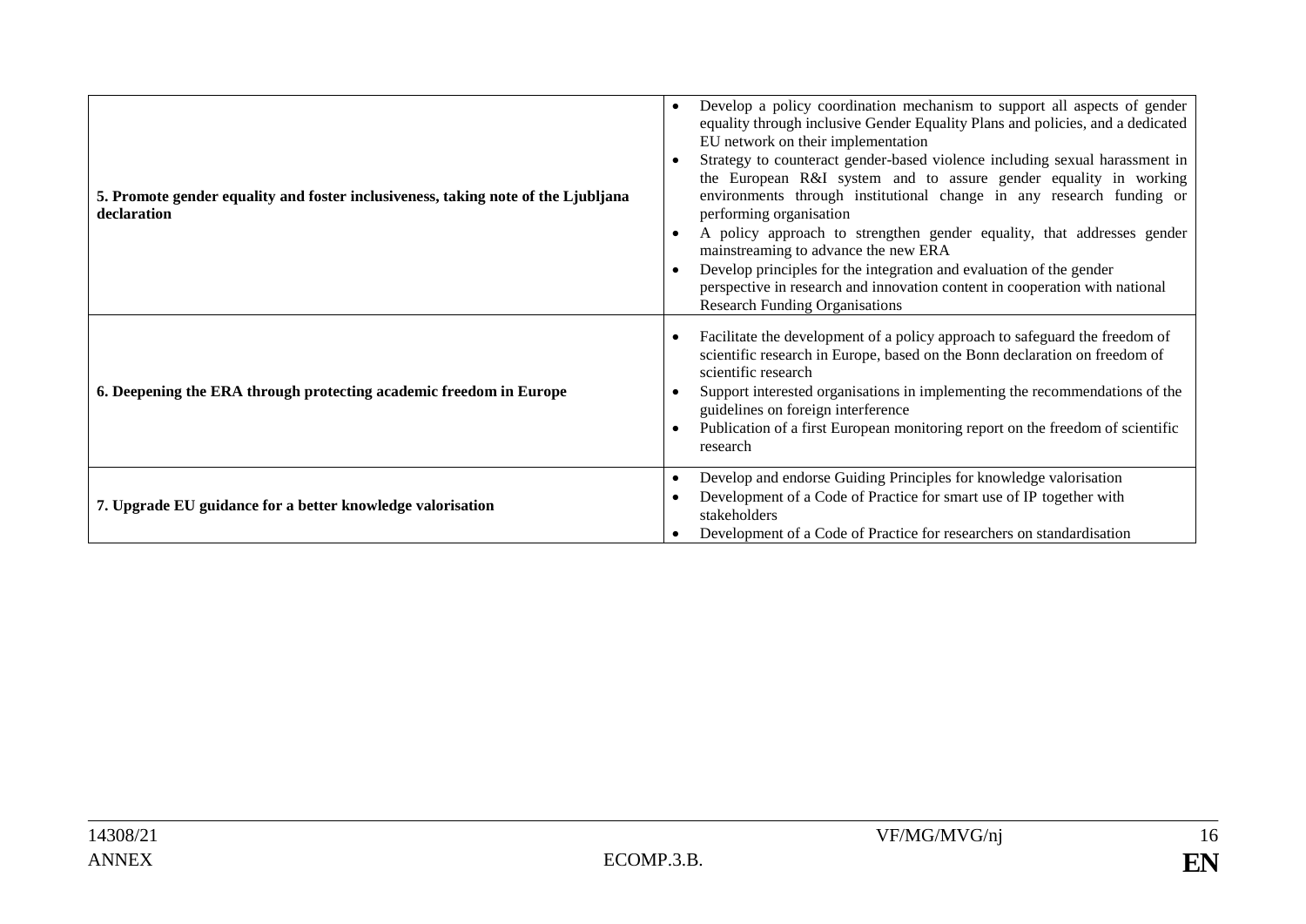| | |
|---|---|
| **5. Promote gender equality and foster inclusiveness, taking note of the Ljubljana declaration** | • Develop a policy coordination mechanism to support all aspects of gender equality through inclusive Gender Equality Plans and policies, and a dedicated EU network on their implementation<br>• Strategy to counteract gender-based violence including sexual harassment in the European R&I system and to assure gender equality in working environments through institutional change in any research funding or performing organisation<br>• A policy approach to strengthen gender equality, that addresses gender mainstreaming to advance the new ERA<br>• Develop principles for the integration and evaluation of the gender perspective in research and innovation content in cooperation with national Research Funding Organisations |
| **6. Deepening the ERA through protecting academic freedom in Europe** | • Facilitate the development of a policy approach to safeguard the freedom of scientific research in Europe, based on the Bonn declaration on freedom of scientific research<br>• Support interested organisations in implementing the recommendations of the guidelines on foreign interference<br>• Publication of a first European monitoring report on the freedom of scientific research |
| **7. Upgrade EU guidance for a better knowledge valorisation** | • Develop and endorse Guiding Principles for knowledge valorisation<br>• Development of a Code of Practice for smart use of IP together with stakeholders<br>• Development of a Code of Practice for researchers on standardisation |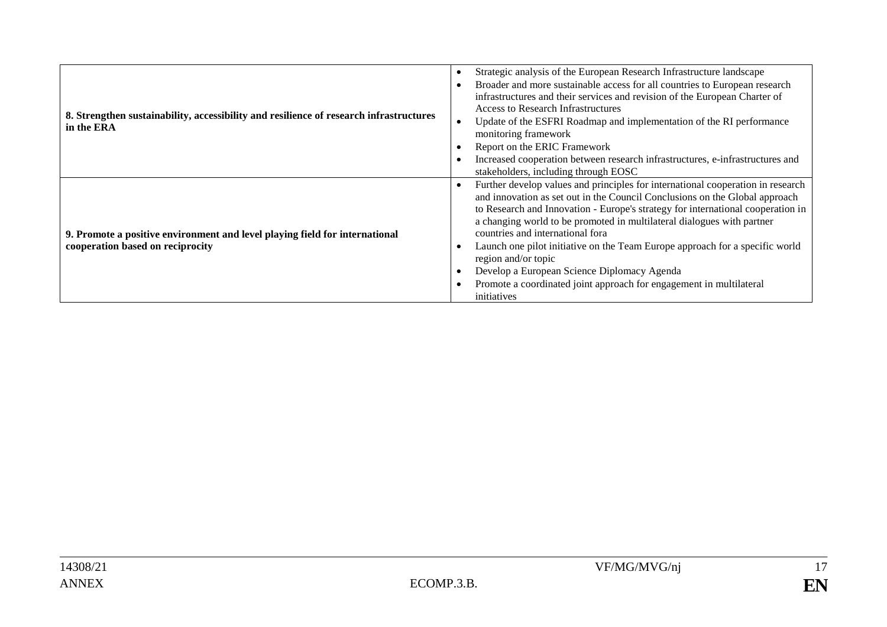| | |
|---|---|
| **8. Strengthen sustainability, accessibility and resilience of research infrastructures in the ERA** | • Strategic analysis of the European Research Infrastructure landscape<br>• Broader and more sustainable access for all countries to European research infrastructures and their services and revision of the European Charter of Access to Research Infrastructures<br>• Update of the ESFRI Roadmap and implementation of the RI performance monitoring framework<br>• Report on the ERIC Framework<br>• Increased cooperation between research infrastructures, e-infrastructures and stakeholders, including through EOSC |
| **9. Promote a positive environment and level playing field for international cooperation based on reciprocity** | • Further develop values and principles for international cooperation in research and innovation as set out in the Council Conclusions on the Global approach to Research and Innovation - Europe's strategy for international cooperation in a changing world to be promoted in multilateral dialogues with partner countries and international fora<br>• Launch one pilot initiative on the Team Europe approach for a specific world region and/or topic<br>• Develop a European Science Diplomacy Agenda<br>• Promote a coordinated joint approach for engagement in multilateral initiatives |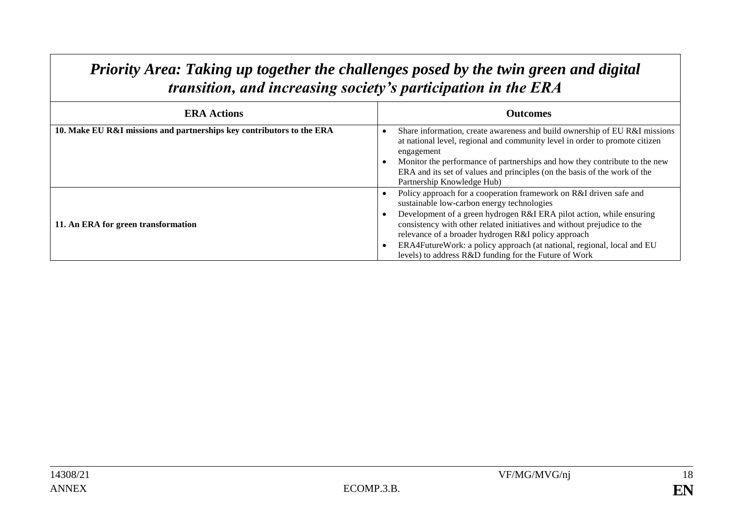| *Priority Area: Taking up together the challenges posed by the twin green and digital transition, and increasing society's participation in the ERA* | |
|---|---|
| **ERA Actions** | **Outcomes** |
| **10. Make EU R&I missions and partnerships key contributors to the ERA** | • Share information, create awareness and build ownership of EU R&I missions at national level, regional and community level in order to promote citizen engagement<br>• Monitor the performance of partnerships and how they contribute to the new ERA and its set of values and principles (on the basis of the work of the Partnership Knowledge Hub) |
| **11. An ERA for green transformation** | • Policy approach for a cooperation framework on R&I driven safe and sustainable low-carbon energy technologies<br>• Development of a green hydrogen R&I ERA pilot action, while ensuring consistency with other related initiatives and without prejudice to the relevance of a broader hydrogen R&I policy approach<br>• ERA4FutureWork: a policy approach (at national, regional, local and EU levels) to address R&D funding for the Future of Work |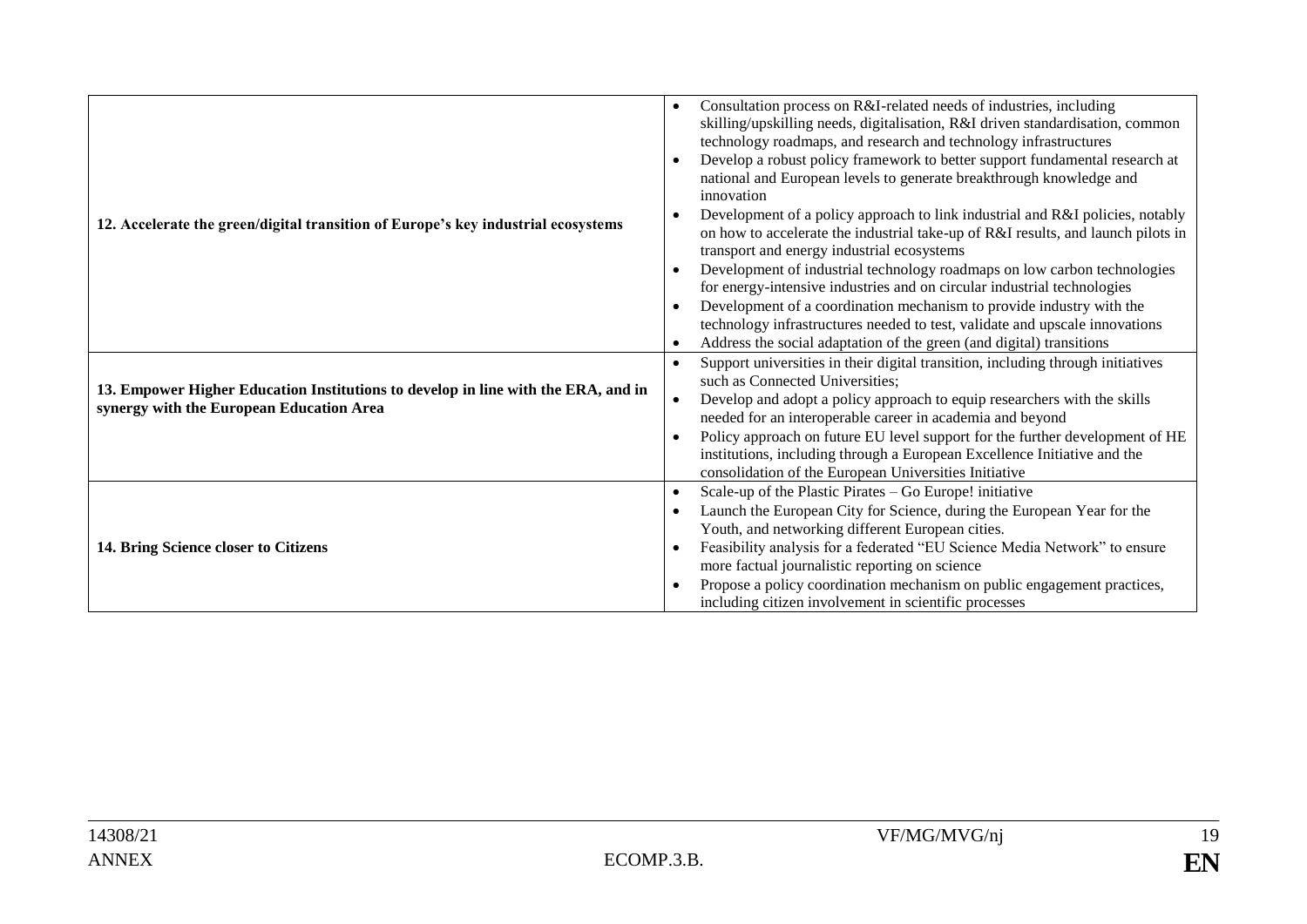| | |
|---|---|
| **12. Accelerate the green/digital transition of Europe's key industrial ecosystems** | • Consultation process on R&I-related needs of industries, including skilling/upskilling needs, digitalisation, R&I driven standardisation, common technology roadmaps, and research and technology infrastructures<br>• Develop a robust policy framework to better support fundamental research at national and European levels to generate breakthrough knowledge and innovation<br>• Development of a policy approach to link industrial and R&I policies, notably on how to accelerate the industrial take-up of R&I results, and launch pilots in transport and energy industrial ecosystems<br>• Development of industrial technology roadmaps on low carbon technologies for energy-intensive industries and on circular industrial technologies<br>• Development of a coordination mechanism to provide industry with the technology infrastructures needed to test, validate and upscale innovations<br>• Address the social adaptation of the green (and digital) transitions |
| **13. Empower Higher Education Institutions to develop in line with the ERA, and in synergy with the European Education Area** | • Support universities in their digital transition, including through initiatives such as Connected Universities;<br>• Develop and adopt a policy approach to equip researchers with the skills needed for an interoperable career in academia and beyond<br>• Policy approach on future EU level support for the further development of HE institutions, including through a European Excellence Initiative and the consolidation of the European Universities Initiative |
| **14. Bring Science closer to Citizens** | • Scale-up of the Plastic Pirates – Go Europe! initiative<br>• Launch the European City for Science, during the European Year for the Youth, and networking different European cities.<br>• Feasibility analysis for a federated "EU Science Media Network" to ensure more factual journalistic reporting on science<br>• Propose a policy coordination mechanism on public engagement practices, including citizen involvement in scientific processes |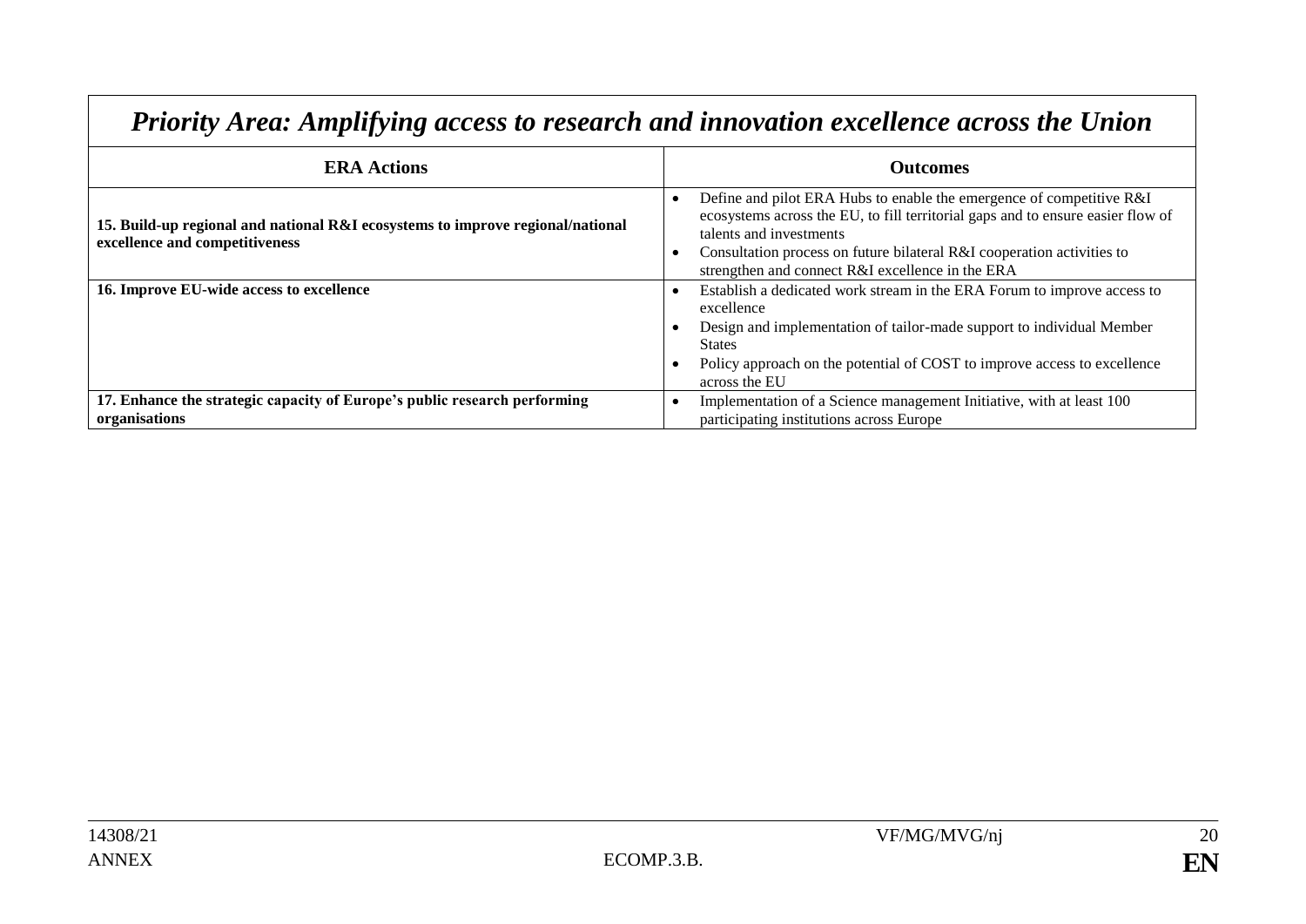| *Priority Area: Amplifying access to research and innovation excellence across the Union* | |
|---|---|
| **ERA Actions** | **Outcomes** |
| **15. Build-up regional and national R&I ecosystems to improve regional/national excellence and competitiveness** | • Define and pilot ERA Hubs to enable the emergence of competitive R&I ecosystems across the EU, to fill territorial gaps and to ensure easier flow of talents and investments<br>• Consultation process on future bilateral R&I cooperation activities to strengthen and connect R&I excellence in the ERA |
| **16. Improve EU-wide access to excellence** | • Establish a dedicated work stream in the ERA Forum to improve access to excellence<br>• Design and implementation of tailor-made support to individual Member States<br>• Policy approach on the potential of COST to improve access to excellence across the EU |
| **17. Enhance the strategic capacity of Europe's public research performing organisations** | • Implementation of a Science management Initiative, with at least 100 participating institutions across Europe |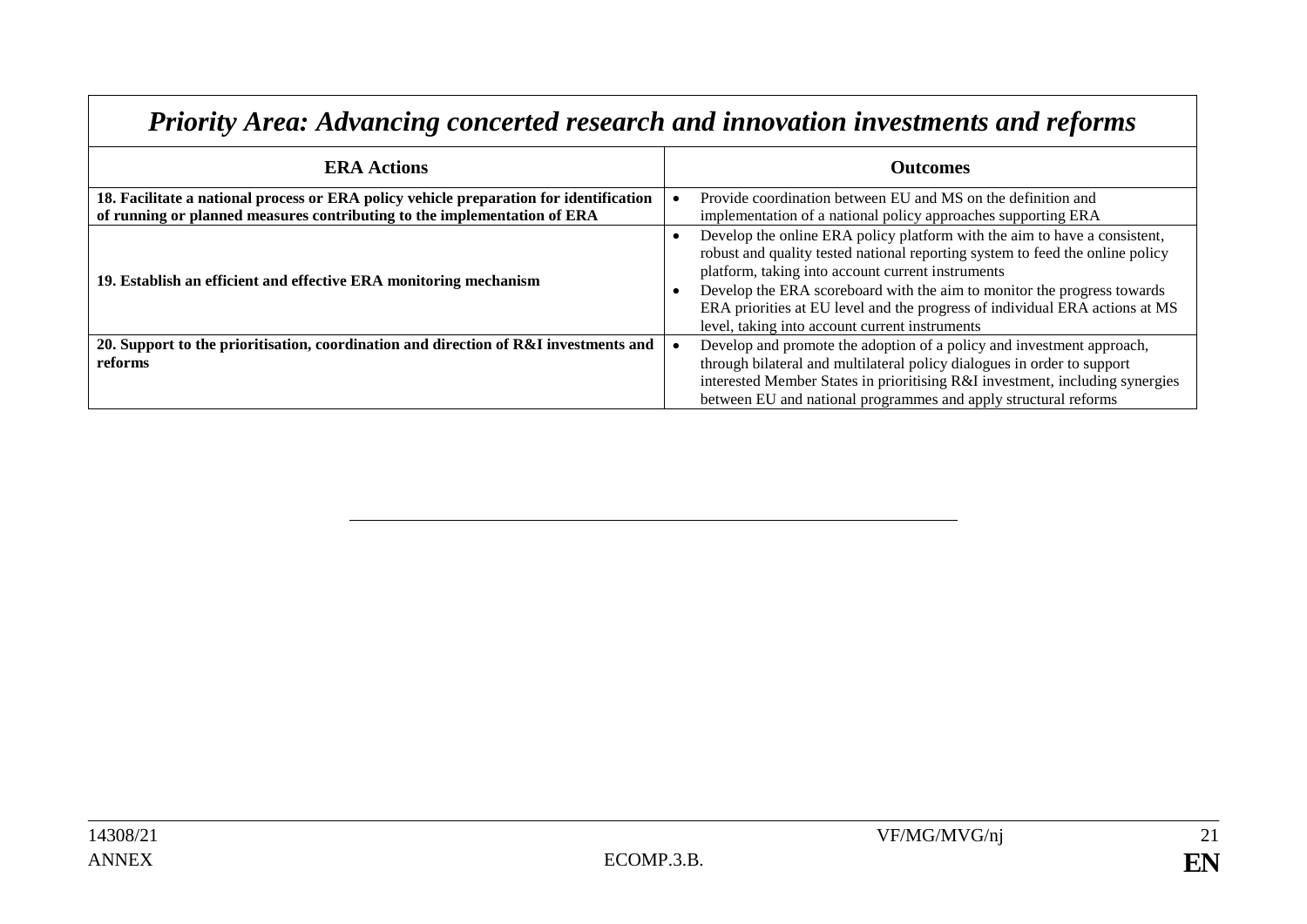| *Priority Area: Advancing concerted research and innovation investments and reforms* | |
|---|---|
| **ERA Actions** | **Outcomes** |
| **18. Facilitate a national process or ERA policy vehicle preparation for identification of running or planned measures contributing to the implementation of ERA** | • Provide coordination between EU and MS on the definition and implementation of a national policy approaches supporting ERA |
| **19. Establish an efficient and effective ERA monitoring mechanism** | • Develop the online ERA policy platform with the aim to have a consistent, robust and quality tested national reporting system to feed the online policy platform, taking into account current instruments<br>• Develop the ERA scoreboard with the aim to monitor the progress towards ERA priorities at EU level and the progress of individual ERA actions at MS level, taking into account current instruments |
| **20. Support to the prioritisation, coordination and direction of R&I investments and reforms** | • Develop and promote the adoption of a policy and investment approach, through bilateral and multilateral policy dialogues in order to support interested Member States in prioritising R&I investment, including synergies between EU and national programmes and apply structural reforms |